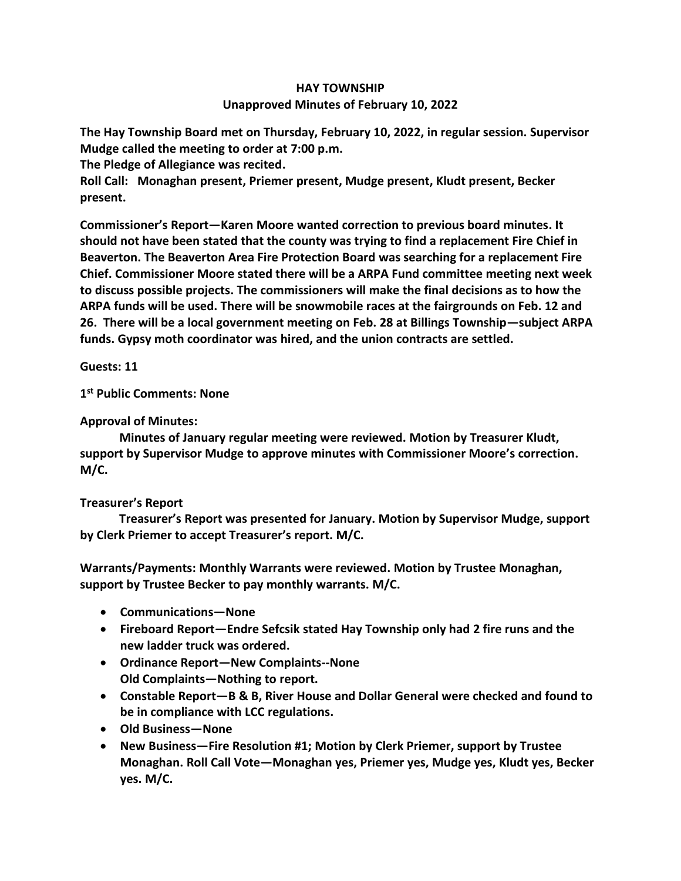# HAY TOWNSHIP

## Unapproved Minutes of February 10, 2022

**The Hay Township Board met on Thursday, February 10, 2022, in regular session. Supervisor Mudge called the meeting to order at 7:00 p.m.**

**The Pledge of Allegiance was recited.**

**Roll Call: Monaghan present, Priemer present, Mudge present, Kludt present, Becker present.**

**Commissioner's Report—Karen Moore wanted correction to previous board minutes. It should not have been stated that the county was trying to find a replacement Fire Chief in Beaverton. The Beaverton Area Fire Protection Board was searching for a replacement Fire Chief. Commissioner Moore stated there will be a ARPA Fund committee meeting next week to discuss possible projects. The commissioners will make the final decisions as to how the ARPA funds will be used. There will be snowmobile races at the fairgrounds on Feb. 12 and 26. There will be a local government meeting on Feb. 28 at Billings Township—subject ARPA funds. Gypsy moth coordinator was hired, and the union contracts are settled.**

**Guests: 11**

**1st Public Comments: None**

**Approval of Minutes:**

**Minutes of January regular meeting were reviewed. Motion by Treasurer Kludt, support by Supervisor Mudge to approve minutes with Commissioner Moore's correction. M/C.**

**Treasurer's Report**

**Treasurer's Report was presented for January. Motion by Supervisor Mudge, support by Clerk Priemer to accept Treasurer's report. M/C.**

**Warrants/Payments: Monthly Warrants were reviewed. Motion by Trustee Monaghan, support by Trustee Becker to pay monthly warrants. M/C.**

- **Communications—None**
- **Fireboard Report—Endre Sefcsik stated Hay Township only had 2 fire runs and the new ladder truck was ordered.**
- **Ordinance Report—New Complaints--None**
  **Old Complaints—Nothing to report.**
- **Constable Report—B & B, River House and Dollar General were checked and found to be in compliance with LCC regulations.**
- **Old Business—None**
- **New Business—Fire Resolution #1; Motion by Clerk Priemer, support by Trustee Monaghan. Roll Call Vote—Monaghan yes, Priemer yes, Mudge yes, Kludt yes, Becker yes. M/C.**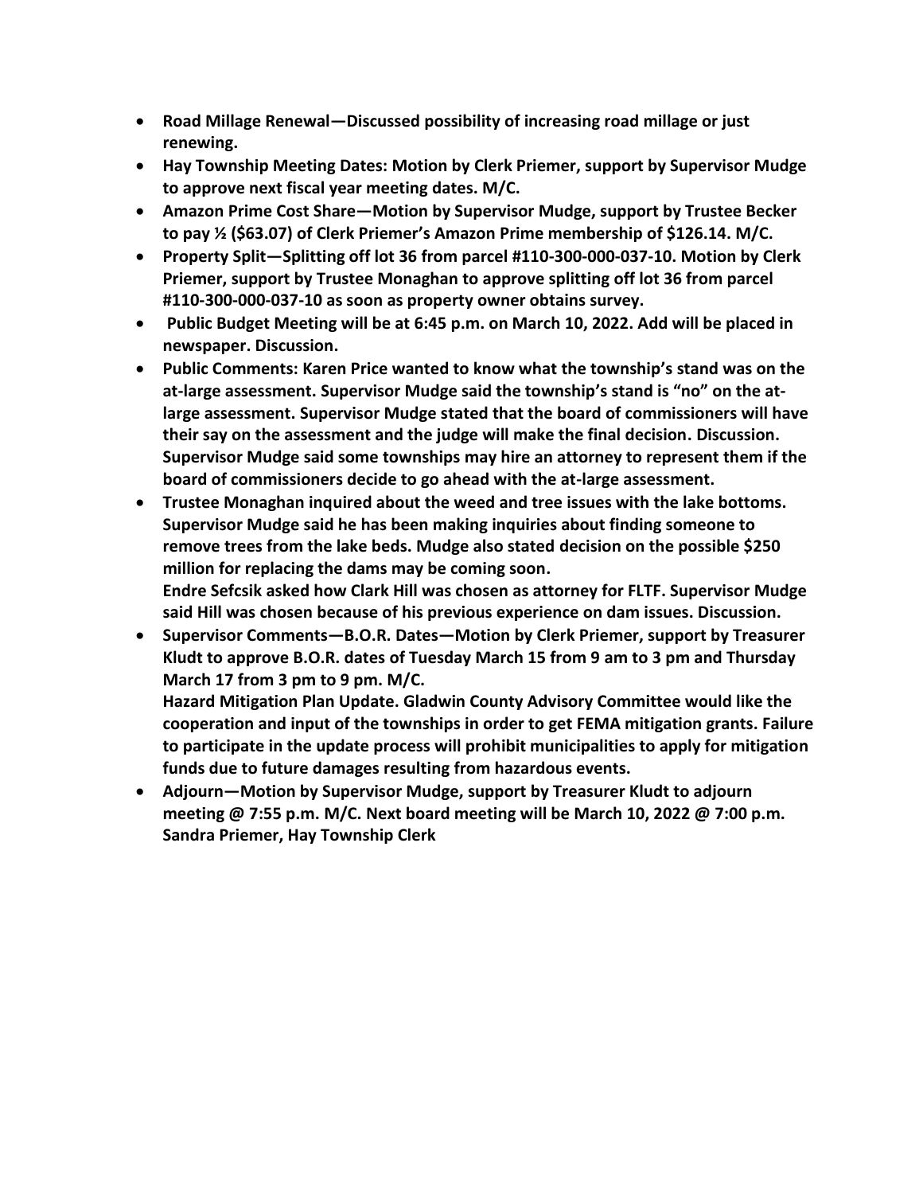- **Road Millage Renewal—Discussed possibility of increasing road millage or just renewing.**
- **Hay Township Meeting Dates: Motion by Clerk Priemer, support by Supervisor Mudge to approve next fiscal year meeting dates. M/C.**
- **Amazon Prime Cost Share—Motion by Supervisor Mudge, support by Trustee Becker to pay ½ ($63.07) of Clerk Priemer's Amazon Prime membership of $126.14. M/C.**
- **Property Split—Splitting off lot 36 from parcel #110-300-000-037-10. Motion by Clerk Priemer, support by Trustee Monaghan to approve splitting off lot 36 from parcel #110-300-000-037-10 as soon as property owner obtains survey.**
- **Public Budget Meeting will be at 6:45 p.m. on March 10, 2022. Add will be placed in newspaper. Discussion.**
- **Public Comments: Karen Price wanted to know what the township's stand was on the at-large assessment. Supervisor Mudge said the township's stand is "no" on the at-large assessment. Supervisor Mudge stated that the board of commissioners will have their say on the assessment and the judge will make the final decision. Discussion. Supervisor Mudge said some townships may hire an attorney to represent them if the board of commissioners decide to go ahead with the at-large assessment.**
- **Trustee Monaghan inquired about the weed and tree issues with the lake bottoms. Supervisor Mudge said he has been making inquiries about finding someone to remove trees from the lake beds. Mudge also stated decision on the possible $250 million for replacing the dams may be coming soon.**
  **Endre Sefcsik asked how Clark Hill was chosen as attorney for FLTF. Supervisor Mudge said Hill was chosen because of his previous experience on dam issues. Discussion.**
- **Supervisor Comments—B.O.R. Dates—Motion by Clerk Priemer, support by Treasurer Kludt to approve B.O.R. dates of Tuesday March 15 from 9 am to 3 pm and Thursday March 17 from 3 pm to 9 pm. M/C.**
  **Hazard Mitigation Plan Update. Gladwin County Advisory Committee would like the cooperation and input of the townships in order to get FEMA mitigation grants. Failure to participate in the update process will prohibit municipalities to apply for mitigation funds due to future damages resulting from hazardous events.**
- **Adjourn—Motion by Supervisor Mudge, support by Treasurer Kludt to adjourn meeting @ 7:55 p.m. M/C. Next board meeting will be March 10, 2022 @ 7:00 p.m.**
  **Sandra Priemer, Hay Township Clerk**